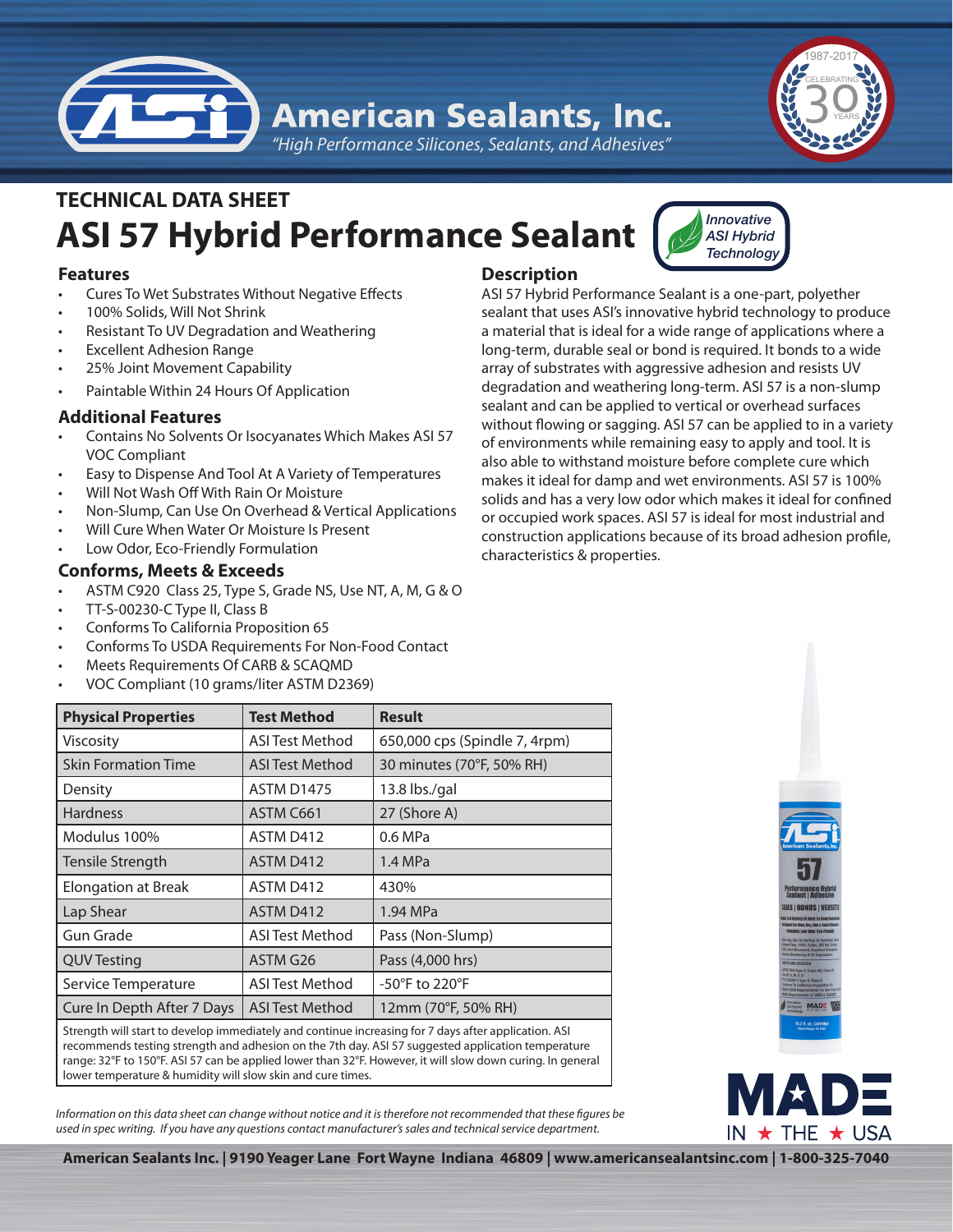# American Sealants, Inc.

*"High Performance Silicones, Sealants, and Adhesives"*

## TECHNICAL DATA SHEET

# ASI 57 Hybrid Performance Sealant

*Innovative ASI Hybrid Technology*

### Features

- Cures To Wet Substrates Without Negative Effects
- 100% Solids, Will Not Shrink
- Resistant To UV Degradation and Weathering
- Excellent Adhesion Range
- 25% Joint Movement Capability
- Paintable Within 24 Hours Of Application

### Additional Features

- Contains No Solvents Or Isocyanates Which Makes ASI 57 VOC Compliant
- Easy to Dispense And Tool At A Variety of Temperatures
- Will Not Wash Off With Rain Or Moisture
- Non-Slump, Can Use On Overhead & Vertical Applications
- Will Cure When Water Or Moisture Is Present
- Low Odor, Eco-Friendly Formulation

### Conforms, Meets & Exceeds

- ASTM C920 Class 25, Type S, Grade NS, Use NT, A, M, G & O
- TT-S-00230-C Type II, Class B
- Conforms To California Proposition 65
- Conforms To USDA Requirements For Non-Food Contact
- Meets Requirements Of CARB & SCAQMD
- VOC Compliant (10 grams/liter ASTM D2369)

### Description

ASI 57 Hybrid Performance Sealant is a one-part, polyether sealant that uses ASI's innovative hybrid technology to produce a material that is ideal for a wide range of applications where a long-term, durable seal or bond is required. It bonds to a wide array of substrates with aggressive adhesion and resists UV degradation and weathering long-term. ASI 57 is a non-slump sealant and can be applied to vertical or overhead surfaces without flowing or sagging. ASI 57 can be applied to in a variety of environments while remaining easy to apply and tool. It is also able to withstand moisture before complete cure which makes it ideal for damp and wet environments. ASI 57 is 100% solids and has a very low odor which makes it ideal for confined or occupied work spaces. ASI 57 is ideal for most industrial and construction applications because of its broad adhesion profile, characteristics & properties.

| Physical Properties | Test Method | Result |
|---|---|---|
| Viscosity | ASI Test Method | 650,000 cps (Spindle 7, 4rpm) |
| Skin Formation Time | ASI Test Method | 30 minutes (70°F, 50% RH) |
| Density | ASTM D1475 | 13.8 lbs./gal |
| Hardness | ASTM C661 | 27 (Shore A) |
| Modulus 100% | ASTM D412 | 0.6 MPa |
| Tensile Strength | ASTM D412 | 1.4 MPa |
| Elongation at Break | ASTM D412 | 430% |
| Lap Shear | ASTM D412 | 1.94 MPa |
| Gun Grade | ASI Test Method | Pass (Non-Slump) |
| QUV Testing | ASTM G26 | Pass (4,000 hrs) |
| Service Temperature | ASI Test Method | -50°F to 220°F |
| Cure In Depth After 7 Days | ASI Test Method | 12mm (70°F, 50% RH) |

Strength will start to develop immediately and continue increasing for 7 days after application. ASI recommends testing strength and adhesion on the 7th day. ASI 57 suggested application temperature range: 32°F to 150°F. ASI 57 can be applied lower than 32°F. However, it will slow down curing. In general lower temperature & humidity will slow skin and cure times.

*Information on this data sheet can change without notice and it is therefore not recommended that these figures be used in spec writing. If you have any questions contact manufacturer's sales and technical service department.*

MADE IN ★ THE ★ USA

**American Sealants Inc. | 9190 Yeager Lane Fort Wayne Indiana 46809 | www.americansealantsinc.com | 1-800-325-7040**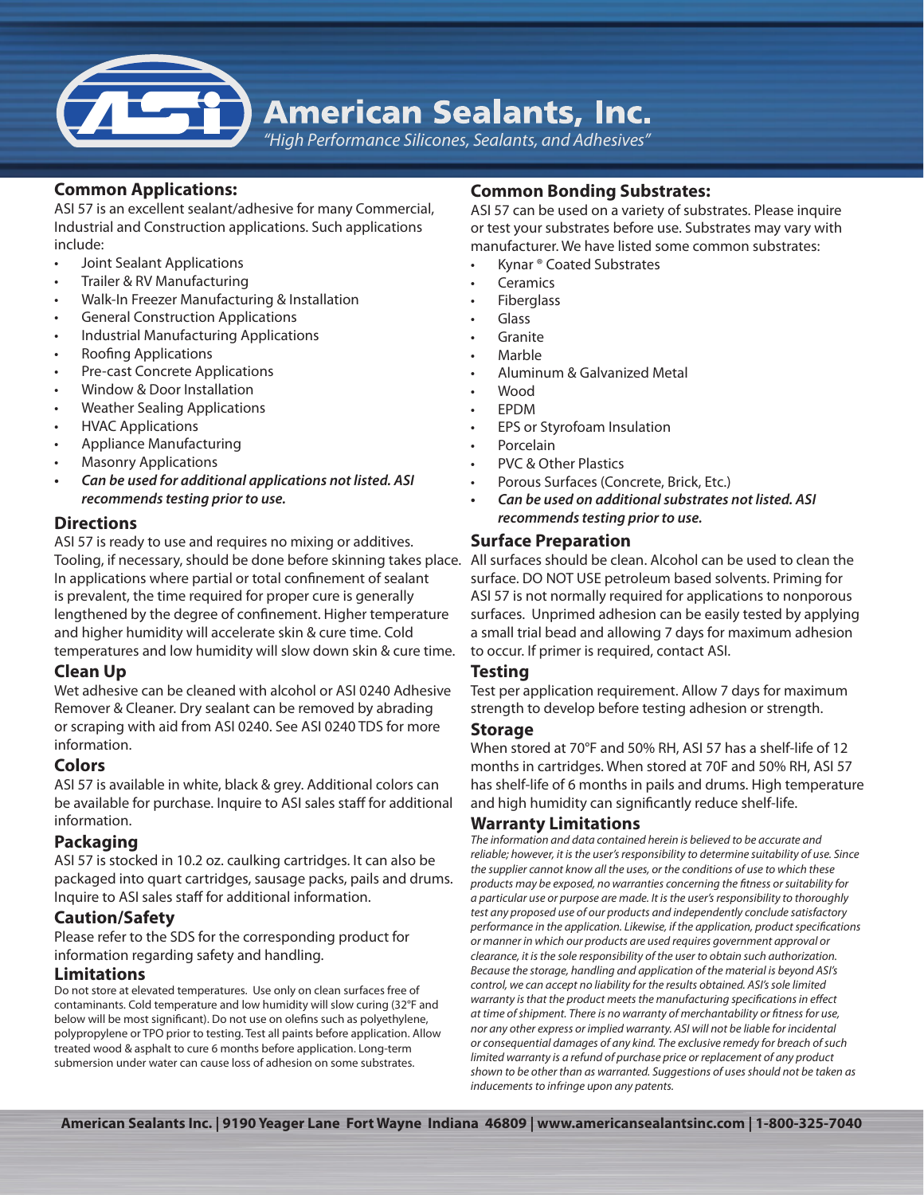# American Sealants, Inc.

*"High Performance Silicones, Sealants, and Adhesives"*

## Common Applications:

ASI 57 is an excellent sealant/adhesive for many Commercial, Industrial and Construction applications. Such applications include:

- Joint Sealant Applications
- Trailer & RV Manufacturing
- Walk-In Freezer Manufacturing & Installation
- General Construction Applications
- Industrial Manufacturing Applications
- Roofing Applications
- Pre-cast Concrete Applications
- Window & Door Installation
- Weather Sealing Applications
- HVAC Applications
- Appliance Manufacturing
- Masonry Applications
- ***Can be used for additional applications not listed. ASI recommends testing prior to use.***

## Directions

ASI 57 is ready to use and requires no mixing or additives. Tooling, if necessary, should be done before skinning takes place. In applications where partial or total confinement of sealant is prevalent, the time required for proper cure is generally lengthened by the degree of confinement. Higher temperature and higher humidity will accelerate skin & cure time. Cold temperatures and low humidity will slow down skin & cure time.

## Clean Up

Wet adhesive can be cleaned with alcohol or ASI 0240 Adhesive Remover & Cleaner. Dry sealant can be removed by abrading or scraping with aid from ASI 0240. See ASI 0240 TDS for more information.

## Colors

ASI 57 is available in white, black & grey. Additional colors can be available for purchase. Inquire to ASI sales staff for additional information.

## Packaging

ASI 57 is stocked in 10.2 oz. caulking cartridges. It can also be packaged into quart cartridges, sausage packs, pails and drums. Inquire to ASI sales staff for additional information.

## Caution/Safety

Please refer to the SDS for the corresponding product for information regarding safety and handling.

## Limitations

Do not store at elevated temperatures. Use only on clean surfaces free of contaminants. Cold temperature and low humidity will slow curing (32°F and below will be most significant). Do not use on olefins such as polyethylene, polypropylene or TPO prior to testing. Test all paints before application. Allow treated wood & asphalt to cure 6 months before application. Long-term submersion under water can cause loss of adhesion on some substrates.

## Common Bonding Substrates:

ASI 57 can be used on a variety of substrates. Please inquire or test your substrates before use. Substrates may vary with manufacturer. We have listed some common substrates:

- Kynar ® Coated Substrates
- Ceramics
- Fiberglass
- Glass
- Granite
- Marble
- Aluminum & Galvanized Metal
- Wood
- EPDM
- EPS or Styrofoam Insulation
- Porcelain
- PVC & Other Plastics
- Porous Surfaces (Concrete, Brick, Etc.)
- ***Can be used on additional substrates not listed. ASI recommends testing prior to use.***

## Surface Preparation

All surfaces should be clean. Alcohol can be used to clean the surface. DO NOT USE petroleum based solvents. Priming for ASI 57 is not normally required for applications to nonporous surfaces. Unprimed adhesion can be easily tested by applying a small trial bead and allowing 7 days for maximum adhesion to occur. If primer is required, contact ASI.

## Testing

Test per application requirement. Allow 7 days for maximum strength to develop before testing adhesion or strength.

## Storage

When stored at 70°F and 50% RH, ASI 57 has a shelf-life of 12 months in cartridges. When stored at 70F and 50% RH, ASI 57 has shelf-life of 6 months in pails and drums. High temperature and high humidity can significantly reduce shelf-life.

## Warranty Limitations

*The information and data contained herein is believed to be accurate and reliable; however, it is the user's responsibility to determine suitability of use. Since the supplier cannot know all the uses, or the conditions of use to which these products may be exposed, no warranties concerning the fitness or suitability for a particular use or purpose are made. It is the user's responsibility to thoroughly test any proposed use of our products and independently conclude satisfactory performance in the application. Likewise, if the application, product specifications or manner in which our products are used requires government approval or clearance, it is the sole responsibility of the user to obtain such authorization. Because the storage, handling and application of the material is beyond ASI's control, we can accept no liability for the results obtained. ASI's sole limited warranty is that the product meets the manufacturing specifications in effect at time of shipment. There is no warranty of merchantability or fitness for use, nor any other express or implied warranty. ASI will not be liable for incidental or consequential damages of any kind. The exclusive remedy for breach of such limited warranty is a refund of purchase price or replacement of any product shown to be other than as warranted. Suggestions of uses should not be taken as inducements to infringe upon any patents.*

**American Sealants Inc. | 9190 Yeager Lane Fort Wayne Indiana 46809 | www.americansealantsinc.com | 1-800-325-7040**